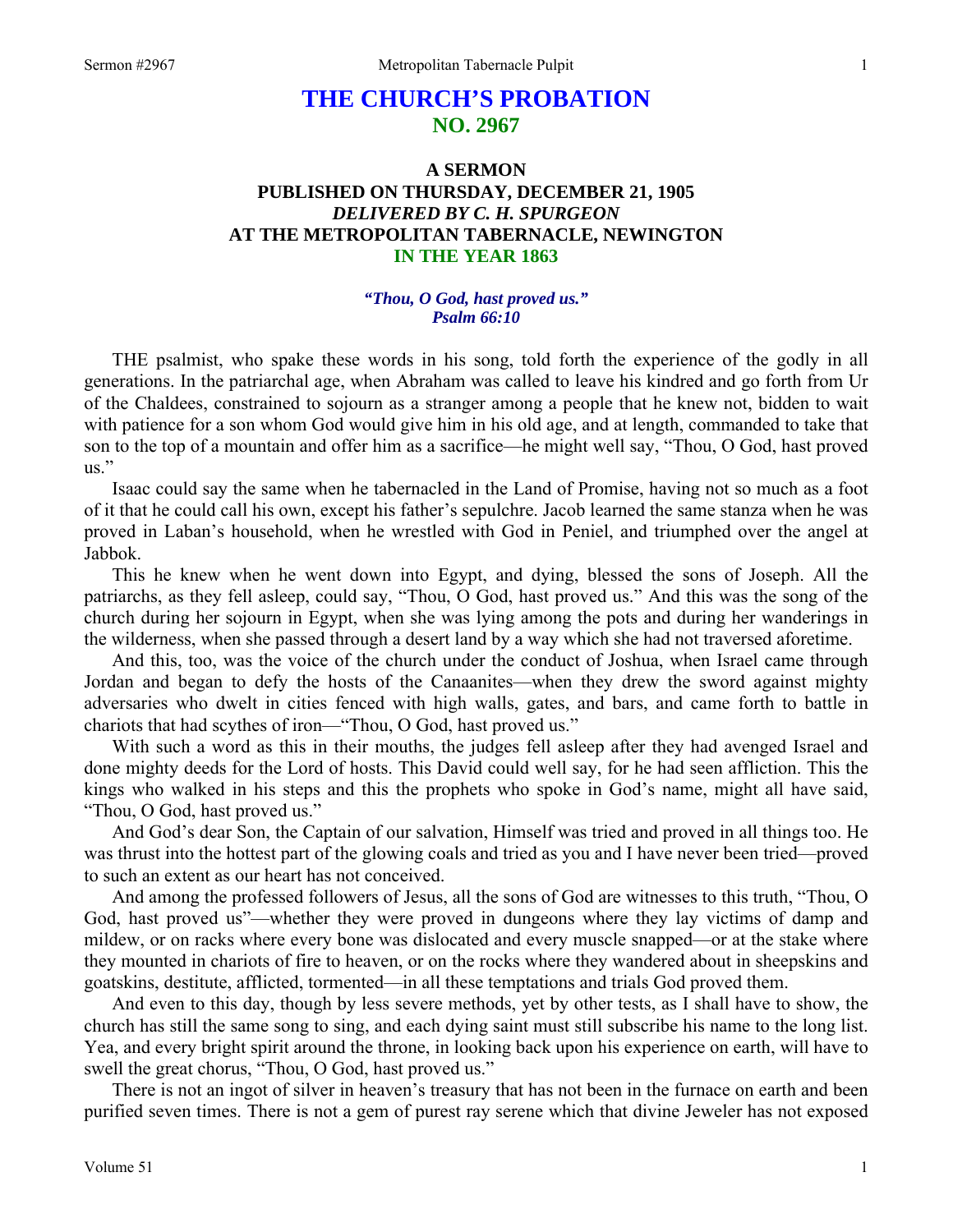# THE CHURCH'S PROBATION
## NO. 2967

### A SERMON
### PUBLISHED ON THURSDAY, DECEMBER 21, 1905
### *DELIVERED BY C. H. SPURGEON*
### AT THE METROPOLITAN TABERNACLE, NEWINGTON
### IN THE YEAR 1863

***"Thou, O God, hast proved us." Psalm 66:10***

THE psalmist, who spake these words in his song, told forth the experience of the godly in all generations. In the patriarchal age, when Abraham was called to leave his kindred and go forth from Ur of the Chaldees, constrained to sojourn as a stranger among a people that he knew not, bidden to wait with patience for a son whom God would give him in his old age, and at length, commanded to take that son to the top of a mountain and offer him as a sacrifice—he might well say, "Thou, O God, hast proved us."

Isaac could say the same when he tabernacled in the Land of Promise, having not so much as a foot of it that he could call his own, except his father's sepulchre. Jacob learned the same stanza when he was proved in Laban's household, when he wrestled with God in Peniel, and triumphed over the angel at Jabbok.

This he knew when he went down into Egypt, and dying, blessed the sons of Joseph. All the patriarchs, as they fell asleep, could say, "Thou, O God, hast proved us." And this was the song of the church during her sojourn in Egypt, when she was lying among the pots and during her wanderings in the wilderness, when she passed through a desert land by a way which she had not traversed aforetime.

And this, too, was the voice of the church under the conduct of Joshua, when Israel came through Jordan and began to defy the hosts of the Canaanites—when they drew the sword against mighty adversaries who dwelt in cities fenced with high walls, gates, and bars, and came forth to battle in chariots that had scythes of iron—"Thou, O God, hast proved us."

With such a word as this in their mouths, the judges fell asleep after they had avenged Israel and done mighty deeds for the Lord of hosts. This David could well say, for he had seen affliction. This the kings who walked in his steps and this the prophets who spoke in God's name, might all have said, "Thou, O God, hast proved us."

And God's dear Son, the Captain of our salvation, Himself was tried and proved in all things too. He was thrust into the hottest part of the glowing coals and tried as you and I have never been tried—proved to such an extent as our heart has not conceived.

And among the professed followers of Jesus, all the sons of God are witnesses to this truth, "Thou, O God, hast proved us"—whether they were proved in dungeons where they lay victims of damp and mildew, or on racks where every bone was dislocated and every muscle snapped—or at the stake where they mounted in chariots of fire to heaven, or on the rocks where they wandered about in sheepskins and goatskins, destitute, afflicted, tormented—in all these temptations and trials God proved them.

And even to this day, though by less severe methods, yet by other tests, as I shall have to show, the church has still the same song to sing, and each dying saint must still subscribe his name to the long list. Yea, and every bright spirit around the throne, in looking back upon his experience on earth, will have to swell the great chorus, "Thou, O God, hast proved us."

There is not an ingot of silver in heaven's treasury that has not been in the furnace on earth and been purified seven times. There is not a gem of purest ray serene which that divine Jeweler has not exposed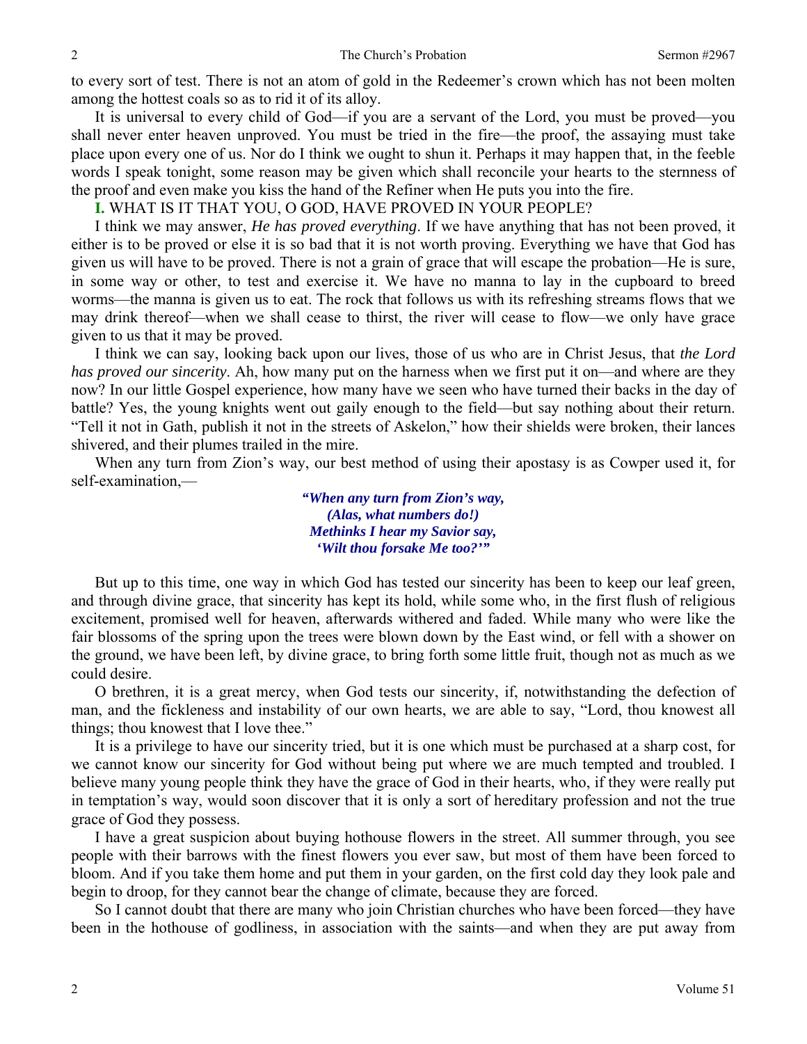to every sort of test. There is not an atom of gold in the Redeemer's crown which has not been molten among the hottest coals so as to rid it of its alloy.

It is universal to every child of God—if you are a servant of the Lord, you must be proved—you shall never enter heaven unproved. You must be tried in the fire—the proof, the assaying must take place upon every one of us. Nor do I think we ought to shun it. Perhaps it may happen that, in the feeble words I speak tonight, some reason may be given which shall reconcile your hearts to the sternness of the proof and even make you kiss the hand of the Refiner when He puts you into the fire.

**I.** WHAT IS IT THAT YOU, O GOD, HAVE PROVED IN YOUR PEOPLE?

I think we may answer, *He has proved everything*. If we have anything that has not been proved, it either is to be proved or else it is so bad that it is not worth proving. Everything we have that God has given us will have to be proved. There is not a grain of grace that will escape the probation—He is sure, in some way or other, to test and exercise it. We have no manna to lay in the cupboard to breed worms—the manna is given us to eat. The rock that follows us with its refreshing streams flows that we may drink thereof—when we shall cease to thirst, the river will cease to flow—we only have grace given to us that it may be proved.

I think we can say, looking back upon our lives, those of us who are in Christ Jesus, that *the Lord has proved our sincerity*. Ah, how many put on the harness when we first put it on—and where are they now? In our little Gospel experience, how many have we seen who have turned their backs in the day of battle? Yes, the young knights went out gaily enough to the field—but say nothing about their return. "Tell it not in Gath, publish it not in the streets of Askelon," how their shields were broken, their lances shivered, and their plumes trailed in the mire.

When any turn from Zion's way, our best method of using their apostasy is as Cowper used it, for self-examination,—

> ***"When any turn from Zion's way,***
> ***(Alas, what numbers do!)***
> ***Methinks I hear my Savior say,***
> ***'Wilt thou forsake Me too?'"***

But up to this time, one way in which God has tested our sincerity has been to keep our leaf green, and through divine grace, that sincerity has kept its hold, while some who, in the first flush of religious excitement, promised well for heaven, afterwards withered and faded. While many who were like the fair blossoms of the spring upon the trees were blown down by the East wind, or fell with a shower on the ground, we have been left, by divine grace, to bring forth some little fruit, though not as much as we could desire.

O brethren, it is a great mercy, when God tests our sincerity, if, notwithstanding the defection of man, and the fickleness and instability of our own hearts, we are able to say, "Lord, thou knowest all things; thou knowest that I love thee."

It is a privilege to have our sincerity tried, but it is one which must be purchased at a sharp cost, for we cannot know our sincerity for God without being put where we are much tempted and troubled. I believe many young people think they have the grace of God in their hearts, who, if they were really put in temptation's way, would soon discover that it is only a sort of hereditary profession and not the true grace of God they possess.

I have a great suspicion about buying hothouse flowers in the street. All summer through, you see people with their barrows with the finest flowers you ever saw, but most of them have been forced to bloom. And if you take them home and put them in your garden, on the first cold day they look pale and begin to droop, for they cannot bear the change of climate, because they are forced.

So I cannot doubt that there are many who join Christian churches who have been forced—they have been in the hothouse of godliness, in association with the saints—and when they are put away from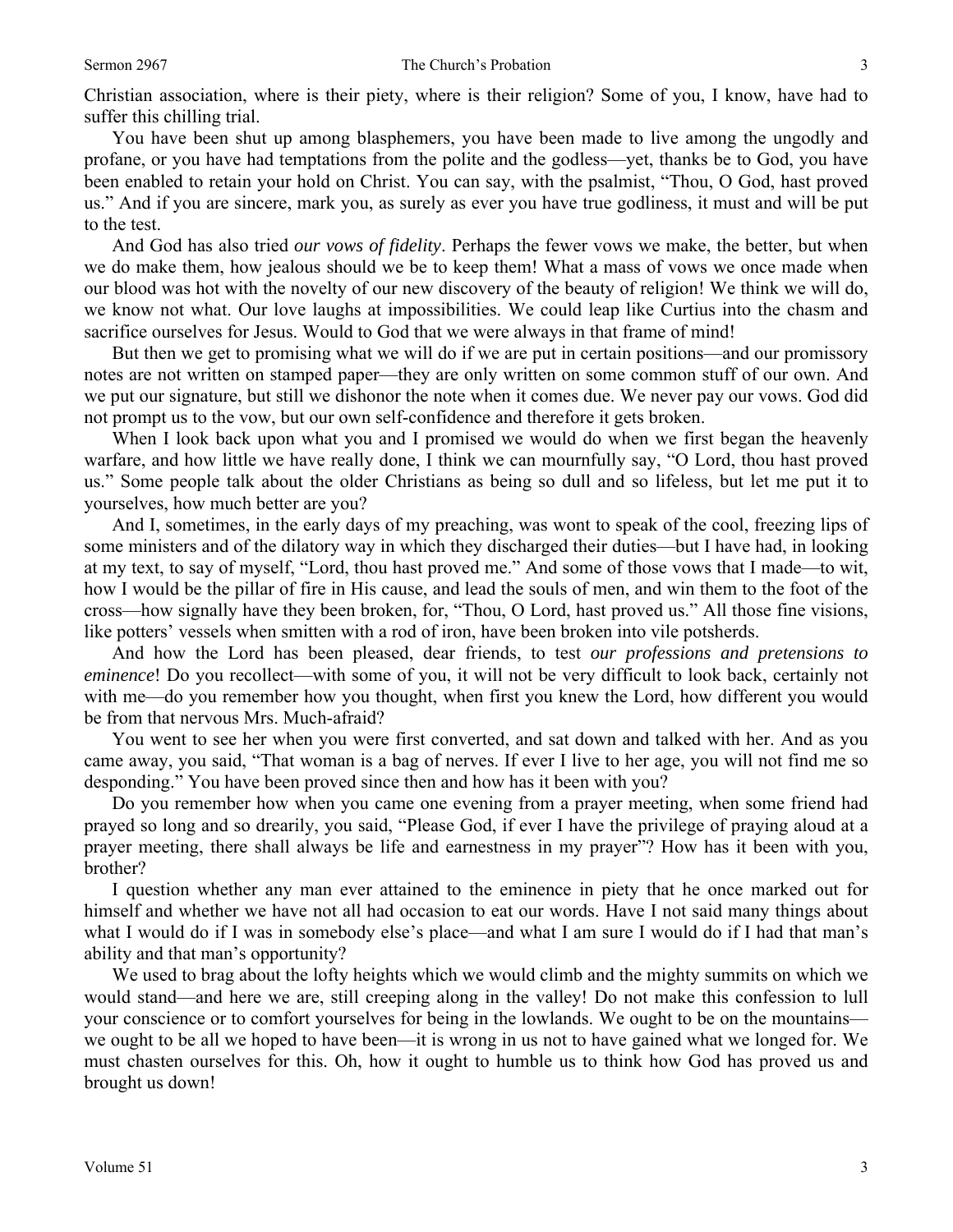Christian association, where is their piety, where is their religion? Some of you, I know, have had to suffer this chilling trial.

You have been shut up among blasphemers, you have been made to live among the ungodly and profane, or you have had temptations from the polite and the godless—yet, thanks be to God, you have been enabled to retain your hold on Christ. You can say, with the psalmist, "Thou, O God, hast proved us." And if you are sincere, mark you, as surely as ever you have true godliness, it must and will be put to the test.

And God has also tried *our vows of fidelity*. Perhaps the fewer vows we make, the better, but when we do make them, how jealous should we be to keep them! What a mass of vows we once made when our blood was hot with the novelty of our new discovery of the beauty of religion! We think we will do, we know not what. Our love laughs at impossibilities. We could leap like Curtius into the chasm and sacrifice ourselves for Jesus. Would to God that we were always in that frame of mind!

But then we get to promising what we will do if we are put in certain positions—and our promissory notes are not written on stamped paper—they are only written on some common stuff of our own. And we put our signature, but still we dishonor the note when it comes due. We never pay our vows. God did not prompt us to the vow, but our own self-confidence and therefore it gets broken.

When I look back upon what you and I promised we would do when we first began the heavenly warfare, and how little we have really done, I think we can mournfully say, "O Lord, thou hast proved us." Some people talk about the older Christians as being so dull and so lifeless, but let me put it to yourselves, how much better are you?

And I, sometimes, in the early days of my preaching, was wont to speak of the cool, freezing lips of some ministers and of the dilatory way in which they discharged their duties—but I have had, in looking at my text, to say of myself, "Lord, thou hast proved me." And some of those vows that I made—to wit, how I would be the pillar of fire in His cause, and lead the souls of men, and win them to the foot of the cross—how signally have they been broken, for, "Thou, O Lord, hast proved us." All those fine visions, like potters' vessels when smitten with a rod of iron, have been broken into vile potsherds.

And how the Lord has been pleased, dear friends, to test *our professions and pretensions to eminence*! Do you recollect—with some of you, it will not be very difficult to look back, certainly not with me—do you remember how you thought, when first you knew the Lord, how different you would be from that nervous Mrs. Much-afraid?

You went to see her when you were first converted, and sat down and talked with her. And as you came away, you said, "That woman is a bag of nerves. If ever I live to her age, you will not find me so desponding." You have been proved since then and how has it been with you?

Do you remember how when you came one evening from a prayer meeting, when some friend had prayed so long and so drearily, you said, "Please God, if ever I have the privilege of praying aloud at a prayer meeting, there shall always be life and earnestness in my prayer"? How has it been with you, brother?

I question whether any man ever attained to the eminence in piety that he once marked out for himself and whether we have not all had occasion to eat our words. Have I not said many things about what I would do if I was in somebody else's place—and what I am sure I would do if I had that man's ability and that man's opportunity?

We used to brag about the lofty heights which we would climb and the mighty summits on which we would stand—and here we are, still creeping along in the valley! Do not make this confession to lull your conscience or to comfort yourselves for being in the lowlands. We ought to be on the mountains—we ought to be all we hoped to have been—it is wrong in us not to have gained what we longed for. We must chasten ourselves for this. Oh, how it ought to humble us to think how God has proved us and brought us down!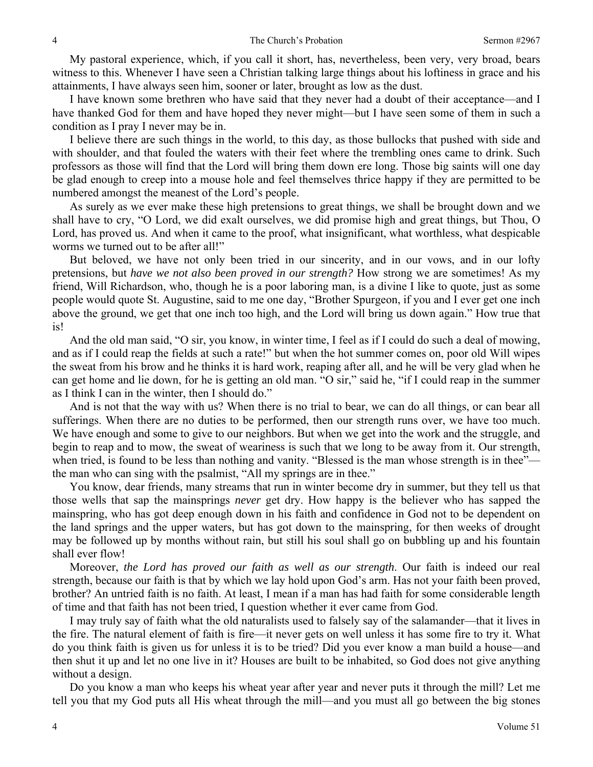My pastoral experience, which, if you call it short, has, nevertheless, been very, very broad, bears witness to this. Whenever I have seen a Christian talking large things about his loftiness in grace and his attainments, I have always seen him, sooner or later, brought as low as the dust.

I have known some brethren who have said that they never had a doubt of their acceptance—and I have thanked God for them and have hoped they never might—but I have seen some of them in such a condition as I pray I never may be in.

I believe there are such things in the world, to this day, as those bullocks that pushed with side and with shoulder, and that fouled the waters with their feet where the trembling ones came to drink. Such professors as those will find that the Lord will bring them down ere long. Those big saints will one day be glad enough to creep into a mouse hole and feel themselves thrice happy if they are permitted to be numbered amongst the meanest of the Lord's people.

As surely as we ever make these high pretensions to great things, we shall be brought down and we shall have to cry, "O Lord, we did exalt ourselves, we did promise high and great things, but Thou, O Lord, has proved us. And when it came to the proof, what insignificant, what worthless, what despicable worms we turned out to be after all!"

But beloved, we have not only been tried in our sincerity, and in our vows, and in our lofty pretensions, but *have we not also been proved in our strength?* How strong we are sometimes! As my friend, Will Richardson, who, though he is a poor laboring man, is a divine I like to quote, just as some people would quote St. Augustine, said to me one day, "Brother Spurgeon, if you and I ever get one inch above the ground, we get that one inch too high, and the Lord will bring us down again." How true that is!

And the old man said, "O sir, you know, in winter time, I feel as if I could do such a deal of mowing, and as if I could reap the fields at such a rate!" but when the hot summer comes on, poor old Will wipes the sweat from his brow and he thinks it is hard work, reaping after all, and he will be very glad when he can get home and lie down, for he is getting an old man. "O sir," said he, "if I could reap in the summer as I think I can in the winter, then I should do."

And is not that the way with us? When there is no trial to bear, we can do all things, or can bear all sufferings. When there are no duties to be performed, then our strength runs over, we have too much. We have enough and some to give to our neighbors. But when we get into the work and the struggle, and begin to reap and to mow, the sweat of weariness is such that we long to be away from it. Our strength, when tried, is found to be less than nothing and vanity. "Blessed is the man whose strength is in thee"—the man who can sing with the psalmist, "All my springs are in thee."

You know, dear friends, many streams that run in winter become dry in summer, but they tell us that those wells that sap the mainsprings *never* get dry. How happy is the believer who has sapped the mainspring, who has got deep enough down in his faith and confidence in God not to be dependent on the land springs and the upper waters, but has got down to the mainspring, for then weeks of drought may be followed up by months without rain, but still his soul shall go on bubbling up and his fountain shall ever flow!

Moreover, *the Lord has proved our faith as well as our strength*. Our faith is indeed our real strength, because our faith is that by which we lay hold upon God's arm. Has not your faith been proved, brother? An untried faith is no faith. At least, I mean if a man has had faith for some considerable length of time and that faith has not been tried, I question whether it ever came from God.

I may truly say of faith what the old naturalists used to falsely say of the salamander—that it lives in the fire. The natural element of faith is fire—it never gets on well unless it has some fire to try it. What do you think faith is given us for unless it is to be tried? Did you ever know a man build a house—and then shut it up and let no one live in it? Houses are built to be inhabited, so God does not give anything without a design.

Do you know a man who keeps his wheat year after year and never puts it through the mill? Let me tell you that my God puts all His wheat through the mill—and you must all go between the big stones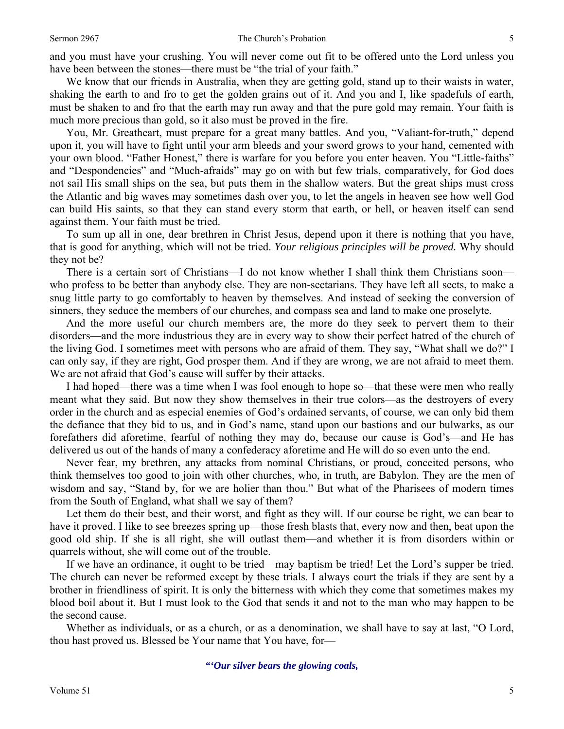and you must have your crushing. You will never come out fit to be offered unto the Lord unless you have been between the stones—there must be "the trial of your faith."

We know that our friends in Australia, when they are getting gold, stand up to their waists in water, shaking the earth to and fro to get the golden grains out of it. And you and I, like spadefuls of earth, must be shaken to and fro that the earth may run away and that the pure gold may remain. Your faith is much more precious than gold, so it also must be proved in the fire.

You, Mr. Greatheart, must prepare for a great many battles. And you, "Valiant-for-truth," depend upon it, you will have to fight until your arm bleeds and your sword grows to your hand, cemented with your own blood. "Father Honest," there is warfare for you before you enter heaven. You "Little-faiths" and "Despondencies" and "Much-afraids" may go on with but few trials, comparatively, for God does not sail His small ships on the sea, but puts them in the shallow waters. But the great ships must cross the Atlantic and big waves may sometimes dash over you, to let the angels in heaven see how well God can build His saints, so that they can stand every storm that earth, or hell, or heaven itself can send against them. Your faith must be tried.

To sum up all in one, dear brethren in Christ Jesus, depend upon it there is nothing that you have, that is good for anything, which will not be tried. *Your religious principles will be proved.* Why should they not be?

There is a certain sort of Christians—I do not know whether I shall think them Christians soon—who profess to be better than anybody else. They are non-sectarians. They have left all sects, to make a snug little party to go comfortably to heaven by themselves. And instead of seeking the conversion of sinners, they seduce the members of our churches, and compass sea and land to make one proselyte.

And the more useful our church members are, the more do they seek to pervert them to their disorders—and the more industrious they are in every way to show their perfect hatred of the church of the living God. I sometimes meet with persons who are afraid of them. They say, "What shall we do?" I can only say, if they are right, God prosper them. And if they are wrong, we are not afraid to meet them. We are not afraid that God's cause will suffer by their attacks.

I had hoped—there was a time when I was fool enough to hope so—that these were men who really meant what they said. But now they show themselves in their true colors—as the destroyers of every order in the church and as especial enemies of God's ordained servants, of course, we can only bid them the defiance that they bid to us, and in God's name, stand upon our bastions and our bulwarks, as our forefathers did aforetime, fearful of nothing they may do, because our cause is God's—and He has delivered us out of the hands of many a confederacy aforetime and He will do so even unto the end.

Never fear, my brethren, any attacks from nominal Christians, or proud, conceited persons, who think themselves too good to join with other churches, who, in truth, are Babylon. They are the men of wisdom and say, "Stand by, for we are holier than thou." But what of the Pharisees of modern times from the South of England, what shall we say of them?

Let them do their best, and their worst, and fight as they will. If our course be right, we can bear to have it proved. I like to see breezes spring up—those fresh blasts that, every now and then, beat upon the good old ship. If she is all right, she will outlast them—and whether it is from disorders within or quarrels without, she will come out of the trouble.

If we have an ordinance, it ought to be tried—may baptism be tried! Let the Lord's supper be tried. The church can never be reformed except by these trials. I always court the trials if they are sent by a brother in friendliness of spirit. It is only the bitterness with which they come that sometimes makes my blood boil about it. But I must look to the God that sends it and not to the man who may happen to be the second cause.

Whether as individuals, or as a church, or as a denomination, we shall have to say at last, "O Lord, thou hast proved us. Blessed be Your name that You have, for—

*"'Our silver bears the glowing coals,*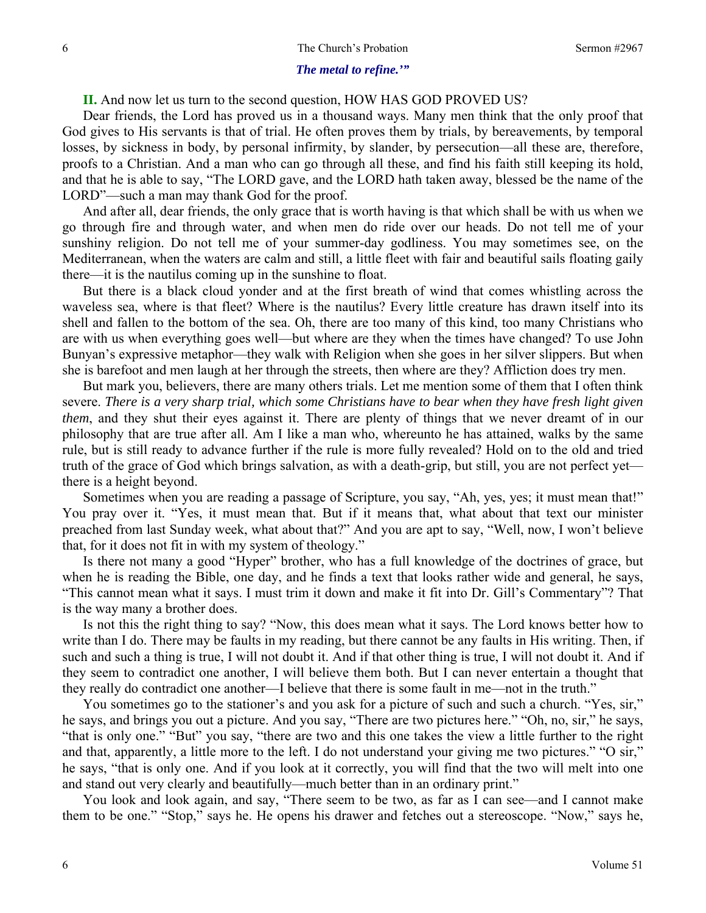***The metal to refine.'"***

**II.** And now let us turn to the second question, HOW HAS GOD PROVED US?

Dear friends, the Lord has proved us in a thousand ways. Many men think that the only proof that God gives to His servants is that of trial. He often proves them by trials, by bereavements, by temporal losses, by sickness in body, by personal infirmity, by slander, by persecution—all these are, therefore, proofs to a Christian. And a man who can go through all these, and find his faith still keeping its hold, and that he is able to say, "The LORD gave, and the LORD hath taken away, blessed be the name of the LORD"—such a man may thank God for the proof.

And after all, dear friends, the only grace that is worth having is that which shall be with us when we go through fire and through water, and when men do ride over our heads. Do not tell me of your sunshiny religion. Do not tell me of your summer-day godliness. You may sometimes see, on the Mediterranean, when the waters are calm and still, a little fleet with fair and beautiful sails floating gaily there—it is the nautilus coming up in the sunshine to float.

But there is a black cloud yonder and at the first breath of wind that comes whistling across the waveless sea, where is that fleet? Where is the nautilus? Every little creature has drawn itself into its shell and fallen to the bottom of the sea. Oh, there are too many of this kind, too many Christians who are with us when everything goes well—but where are they when the times have changed? To use John Bunyan's expressive metaphor—they walk with Religion when she goes in her silver slippers. But when she is barefoot and men laugh at her through the streets, then where are they? Affliction does try men.

But mark you, believers, there are many others trials. Let me mention some of them that I often think severe. *There is a very sharp trial, which some Christians have to bear when they have fresh light given them*, and they shut their eyes against it. There are plenty of things that we never dreamt of in our philosophy that are true after all. Am I like a man who, whereunto he has attained, walks by the same rule, but is still ready to advance further if the rule is more fully revealed? Hold on to the old and tried truth of the grace of God which brings salvation, as with a death-grip, but still, you are not perfect yet—there is a height beyond.

Sometimes when you are reading a passage of Scripture, you say, "Ah, yes, yes; it must mean that!" You pray over it. "Yes, it must mean that. But if it means that, what about that text our minister preached from last Sunday week, what about that?" And you are apt to say, "Well, now, I won't believe that, for it does not fit in with my system of theology."

Is there not many a good "Hyper" brother, who has a full knowledge of the doctrines of grace, but when he is reading the Bible, one day, and he finds a text that looks rather wide and general, he says, "This cannot mean what it says. I must trim it down and make it fit into Dr. Gill's Commentary"? That is the way many a brother does.

Is not this the right thing to say? "Now, this does mean what it says. The Lord knows better how to write than I do. There may be faults in my reading, but there cannot be any faults in His writing. Then, if such and such a thing is true, I will not doubt it. And if that other thing is true, I will not doubt it. And if they seem to contradict one another, I will believe them both. But I can never entertain a thought that they really do contradict one another—I believe that there is some fault in me—not in the truth."

You sometimes go to the stationer's and you ask for a picture of such and such a church. "Yes, sir," he says, and brings you out a picture. And you say, "There are two pictures here." "Oh, no, sir," he says, "that is only one." "But" you say, "there are two and this one takes the view a little further to the right and that, apparently, a little more to the left. I do not understand your giving me two pictures." "O sir," he says, "that is only one. And if you look at it correctly, you will find that the two will melt into one and stand out very clearly and beautifully—much better than in an ordinary print."

You look and look again, and say, "There seem to be two, as far as I can see—and I cannot make them to be one." "Stop," says he. He opens his drawer and fetches out a stereoscope. "Now," says he,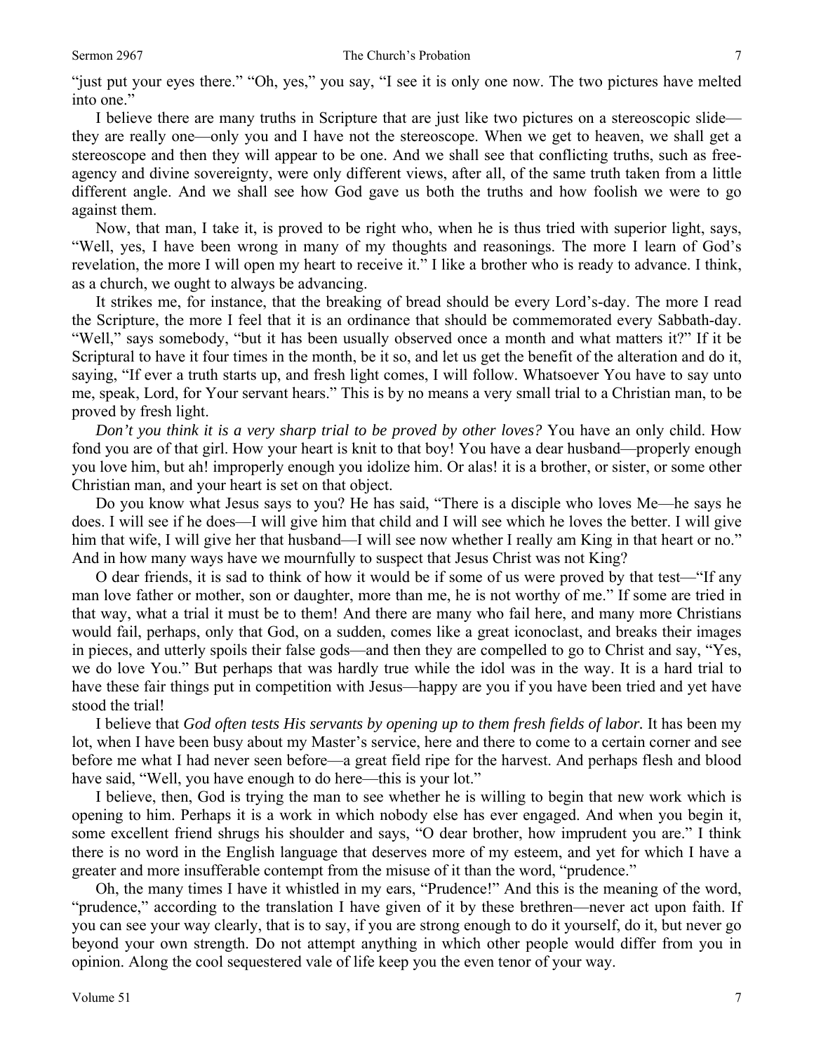"just put your eyes there." "Oh, yes," you say, "I see it is only one now. The two pictures have melted into one."

I believe there are many truths in Scripture that are just like two pictures on a stereoscopic slide—they are really one—only you and I have not the stereoscope. When we get to heaven, we shall get a stereoscope and then they will appear to be one. And we shall see that conflicting truths, such as free-agency and divine sovereignty, were only different views, after all, of the same truth taken from a little different angle. And we shall see how God gave us both the truths and how foolish we were to go against them.

Now, that man, I take it, is proved to be right who, when he is thus tried with superior light, says, "Well, yes, I have been wrong in many of my thoughts and reasonings. The more I learn of God's revelation, the more I will open my heart to receive it." I like a brother who is ready to advance. I think, as a church, we ought to always be advancing.

It strikes me, for instance, that the breaking of bread should be every Lord's-day. The more I read the Scripture, the more I feel that it is an ordinance that should be commemorated every Sabbath-day. "Well," says somebody, "but it has been usually observed once a month and what matters it?" If it be Scriptural to have it four times in the month, be it so, and let us get the benefit of the alteration and do it, saying, "If ever a truth starts up, and fresh light comes, I will follow. Whatsoever You have to say unto me, speak, Lord, for Your servant hears." This is by no means a very small trial to a Christian man, to be proved by fresh light.

*Don't you think it is a very sharp trial to be proved by other loves?* You have an only child. How fond you are of that girl. How your heart is knit to that boy! You have a dear husband—properly enough you love him, but ah! improperly enough you idolize him. Or alas! it is a brother, or sister, or some other Christian man, and your heart is set on that object.

Do you know what Jesus says to you? He has said, "There is a disciple who loves Me—he says he does. I will see if he does—I will give him that child and I will see which he loves the better. I will give him that wife, I will give her that husband—I will see now whether I really am King in that heart or no." And in how many ways have we mournfully to suspect that Jesus Christ was not King?

O dear friends, it is sad to think of how it would be if some of us were proved by that test—"If any man love father or mother, son or daughter, more than me, he is not worthy of me." If some are tried in that way, what a trial it must be to them! And there are many who fail here, and many more Christians would fail, perhaps, only that God, on a sudden, comes like a great iconoclast, and breaks their images in pieces, and utterly spoils their false gods—and then they are compelled to go to Christ and say, "Yes, we do love You." But perhaps that was hardly true while the idol was in the way. It is a hard trial to have these fair things put in competition with Jesus—happy are you if you have been tried and yet have stood the trial!

I believe that *God often tests His servants by opening up to them fresh fields of labor.* It has been my lot, when I have been busy about my Master's service, here and there to come to a certain corner and see before me what I had never seen before—a great field ripe for the harvest. And perhaps flesh and blood have said, "Well, you have enough to do here—this is your lot."

I believe, then, God is trying the man to see whether he is willing to begin that new work which is opening to him. Perhaps it is a work in which nobody else has ever engaged. And when you begin it, some excellent friend shrugs his shoulder and says, "O dear brother, how imprudent you are." I think there is no word in the English language that deserves more of my esteem, and yet for which I have a greater and more insufferable contempt from the misuse of it than the word, "prudence."

Oh, the many times I have it whistled in my ears, "Prudence!" And this is the meaning of the word, "prudence," according to the translation I have given of it by these brethren—never act upon faith. If you can see your way clearly, that is to say, if you are strong enough to do it yourself, do it, but never go beyond your own strength. Do not attempt anything in which other people would differ from you in opinion. Along the cool sequestered vale of life keep you the even tenor of your way.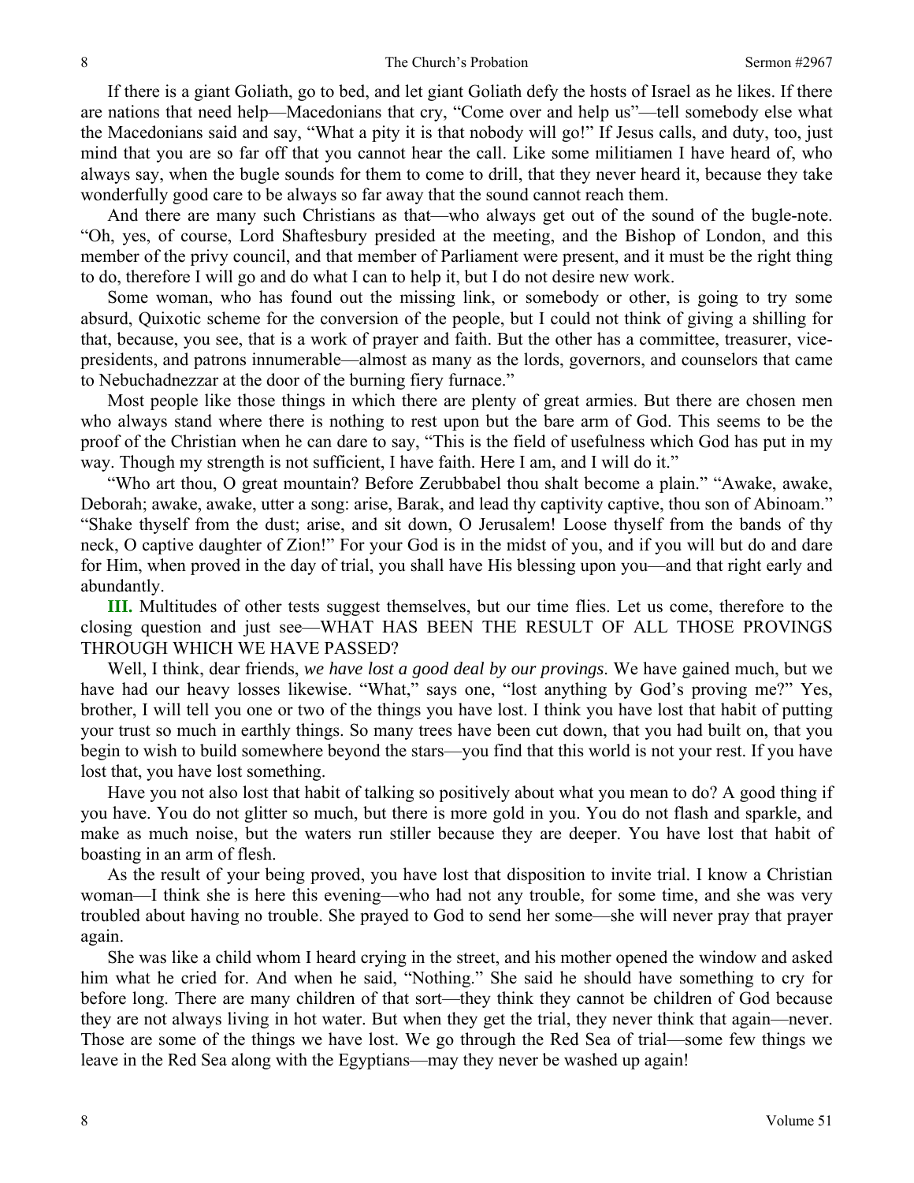If there is a giant Goliath, go to bed, and let giant Goliath defy the hosts of Israel as he likes. If there are nations that need help—Macedonians that cry, "Come over and help us"—tell somebody else what the Macedonians said and say, "What a pity it is that nobody will go!" If Jesus calls, and duty, too, just mind that you are so far off that you cannot hear the call. Like some militiamen I have heard of, who always say, when the bugle sounds for them to come to drill, that they never heard it, because they take wonderfully good care to be always so far away that the sound cannot reach them.

And there are many such Christians as that—who always get out of the sound of the bugle-note. "Oh, yes, of course, Lord Shaftesbury presided at the meeting, and the Bishop of London, and this member of the privy council, and that member of Parliament were present, and it must be the right thing to do, therefore I will go and do what I can to help it, but I do not desire new work.

Some woman, who has found out the missing link, or somebody or other, is going to try some absurd, Quixotic scheme for the conversion of the people, but I could not think of giving a shilling for that, because, you see, that is a work of prayer and faith. But the other has a committee, treasurer, vice-presidents, and patrons innumerable—almost as many as the lords, governors, and counselors that came to Nebuchadnezzar at the door of the burning fiery furnace."

Most people like those things in which there are plenty of great armies. But there are chosen men who always stand where there is nothing to rest upon but the bare arm of God. This seems to be the proof of the Christian when he can dare to say, "This is the field of usefulness which God has put in my way. Though my strength is not sufficient, I have faith. Here I am, and I will do it."

"Who art thou, O great mountain? Before Zerubbabel thou shalt become a plain." "Awake, awake, Deborah; awake, awake, utter a song: arise, Barak, and lead thy captivity captive, thou son of Abinoam." "Shake thyself from the dust; arise, and sit down, O Jerusalem! Loose thyself from the bands of thy neck, O captive daughter of Zion!" For your God is in the midst of you, and if you will but do and dare for Him, when proved in the day of trial, you shall have His blessing upon you—and that right early and abundantly.

**III.** Multitudes of other tests suggest themselves, but our time flies. Let us come, therefore to the closing question and just see—WHAT HAS BEEN THE RESULT OF ALL THOSE PROVINGS THROUGH WHICH WE HAVE PASSED?

Well, I think, dear friends, *we have lost a good deal by our provings*. We have gained much, but we have had our heavy losses likewise. "What," says one, "lost anything by God's proving me?" Yes, brother, I will tell you one or two of the things you have lost. I think you have lost that habit of putting your trust so much in earthly things. So many trees have been cut down, that you had built on, that you begin to wish to build somewhere beyond the stars—you find that this world is not your rest. If you have lost that, you have lost something.

Have you not also lost that habit of talking so positively about what you mean to do? A good thing if you have. You do not glitter so much, but there is more gold in you. You do not flash and sparkle, and make as much noise, but the waters run stiller because they are deeper. You have lost that habit of boasting in an arm of flesh.

As the result of your being proved, you have lost that disposition to invite trial. I know a Christian woman—I think she is here this evening—who had not any trouble, for some time, and she was very troubled about having no trouble. She prayed to God to send her some—she will never pray that prayer again.

She was like a child whom I heard crying in the street, and his mother opened the window and asked him what he cried for. And when he said, "Nothing." She said he should have something to cry for before long. There are many children of that sort—they think they cannot be children of God because they are not always living in hot water. But when they get the trial, they never think that again—never. Those are some of the things we have lost. We go through the Red Sea of trial—some few things we leave in the Red Sea along with the Egyptians—may they never be washed up again!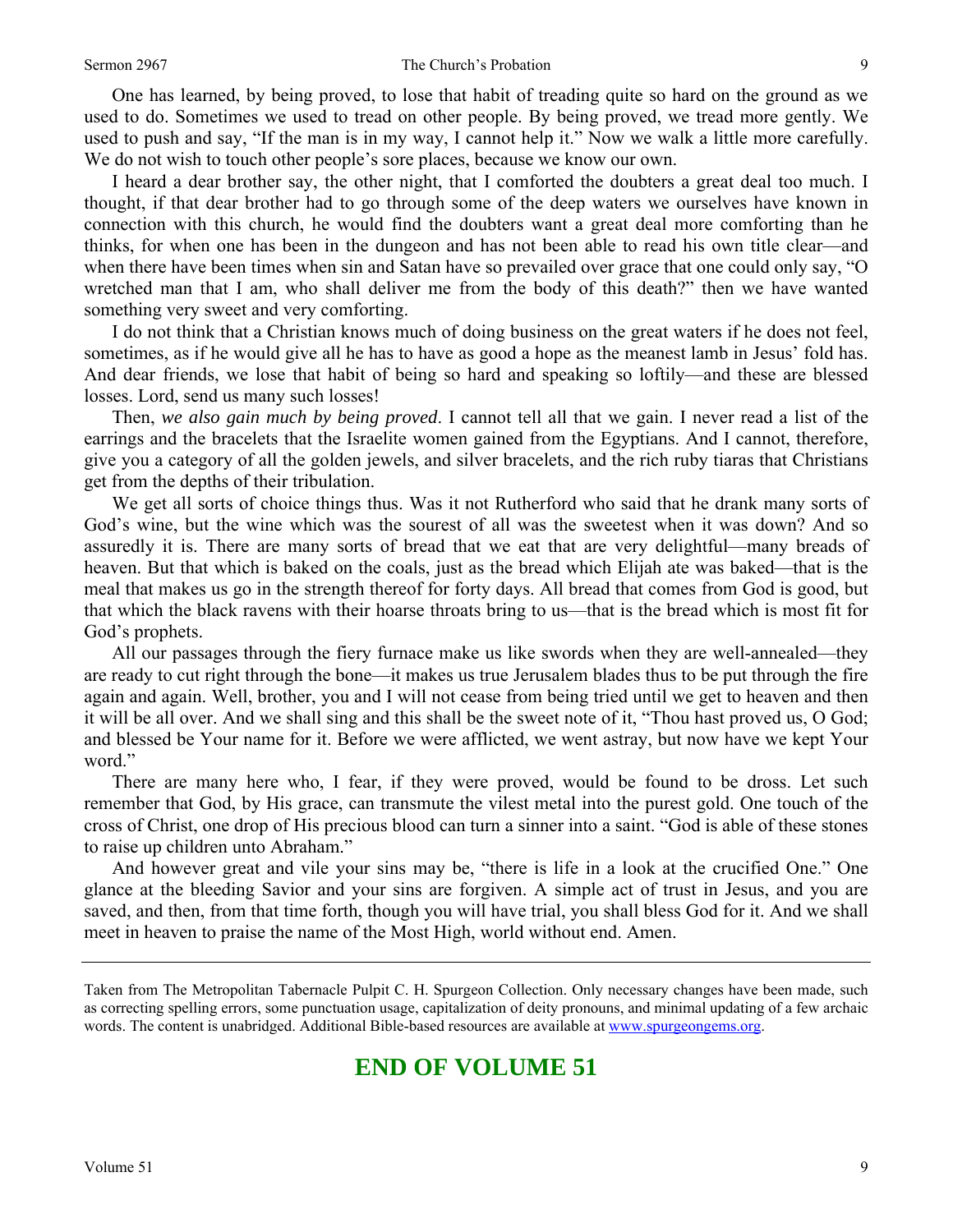One has learned, by being proved, to lose that habit of treading quite so hard on the ground as we used to do. Sometimes we used to tread on other people. By being proved, we tread more gently. We used to push and say, "If the man is in my way, I cannot help it." Now we walk a little more carefully. We do not wish to touch other people's sore places, because we know our own.

I heard a dear brother say, the other night, that I comforted the doubters a great deal too much. I thought, if that dear brother had to go through some of the deep waters we ourselves have known in connection with this church, he would find the doubters want a great deal more comforting than he thinks, for when one has been in the dungeon and has not been able to read his own title clear—and when there have been times when sin and Satan have so prevailed over grace that one could only say, "O wretched man that I am, who shall deliver me from the body of this death?" then we have wanted something very sweet and very comforting.

I do not think that a Christian knows much of doing business on the great waters if he does not feel, sometimes, as if he would give all he has to have as good a hope as the meanest lamb in Jesus' fold has. And dear friends, we lose that habit of being so hard and speaking so loftily—and these are blessed losses. Lord, send us many such losses!

Then, *we also gain much by being proved*. I cannot tell all that we gain. I never read a list of the earrings and the bracelets that the Israelite women gained from the Egyptians. And I cannot, therefore, give you a category of all the golden jewels, and silver bracelets, and the rich ruby tiaras that Christians get from the depths of their tribulation.

We get all sorts of choice things thus. Was it not Rutherford who said that he drank many sorts of God's wine, but the wine which was the sourest of all was the sweetest when it was down? And so assuredly it is. There are many sorts of bread that we eat that are very delightful—many breads of heaven. But that which is baked on the coals, just as the bread which Elijah ate was baked—that is the meal that makes us go in the strength thereof for forty days. All bread that comes from God is good, but that which the black ravens with their hoarse throats bring to us—that is the bread which is most fit for God's prophets.

All our passages through the fiery furnace make us like swords when they are well-annealed—they are ready to cut right through the bone—it makes us true Jerusalem blades thus to be put through the fire again and again. Well, brother, you and I will not cease from being tried until we get to heaven and then it will be all over. And we shall sing and this shall be the sweet note of it, "Thou hast proved us, O God; and blessed be Your name for it. Before we were afflicted, we went astray, but now have we kept Your word."

There are many here who, I fear, if they were proved, would be found to be dross. Let such remember that God, by His grace, can transmute the vilest metal into the purest gold. One touch of the cross of Christ, one drop of His precious blood can turn a sinner into a saint. "God is able of these stones to raise up children unto Abraham."

And however great and vile your sins may be, "there is life in a look at the crucified One." One glance at the bleeding Savior and your sins are forgiven. A simple act of trust in Jesus, and you are saved, and then, from that time forth, though you will have trial, you shall bless God for it. And we shall meet in heaven to praise the name of the Most High, world without end. Amen.

---

Taken from The Metropolitan Tabernacle Pulpit C. H. Spurgeon Collection. Only necessary changes have been made, such as correcting spelling errors, some punctuation usage, capitalization of deity pronouns, and minimal updating of a few archaic words. The content is unabridged. Additional Bible-based resources are available at www.spurgeongems.org.

## END OF VOLUME 51